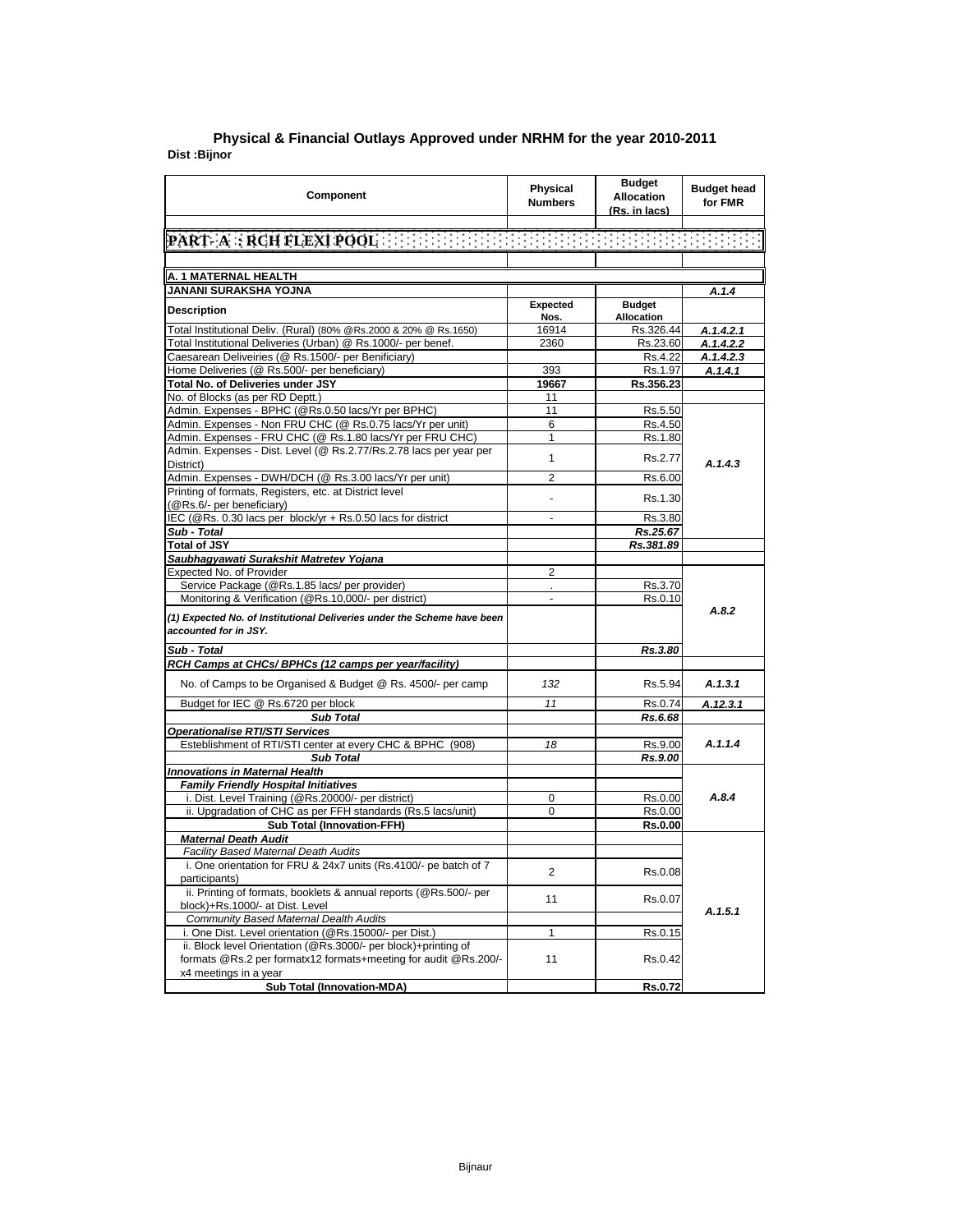## Physical & Financial Outlays Approved under NRHM for the year 2010-2011

**Dist :Bijnor**

| Component | Physical Numbers | Budget Allocation (Rs. in lacs) | Budget head for FMR |
|---|---|---|---|
| **PART- A : RCH FLEXI POOL** | | | |
| **A. 1 MATERNAL HEALTH** | | | |
| **JANANI SURAKSHA YOJNA** | | | *A.1.4* |
| **Description** | **Expected Nos.** | **Budget Allocation** | |
| Total Institutional Deliv. (Rural) (80% @Rs.2000 & 20% @ Rs.1650) | 16914 | Rs.326.44 | *A.1.4.2.1* |
| Total Institutional Deliveries (Urban) @ Rs.1000/- per benef. | 2360 | Rs.23.60 | *A.1.4.2.2* |
| Caesarean Deliveiries (@ Rs.1500/- per Benificiary) | | Rs.4.22 | *A.1.4.2.3* |
| Home Deliveries (@ Rs.500/- per beneficiary) | 393 | Rs.1.97 | *A.1.4.1* |
| **Total No. of Deliveries under JSY** | **19667** | **Rs.356.23** | |
| No. of Blocks (as per RD Deptt.) | 11 | | |
| Admin. Expenses - BPHC (@Rs.0.50 lacs/Yr per BPHC) | 11 | Rs.5.50 | *A.1.4.3* |
| Admin. Expenses - Non FRU CHC (@ Rs.0.75 lacs/Yr per unit) | 6 | Rs.4.50 | |
| Admin. Expenses - FRU CHC (@ Rs.1.80 lacs/Yr per FRU CHC) | 1 | Rs.1.80 | |
| Admin. Expenses - Dist. Level (@ Rs.2.77/Rs.2.78 lacs per year per District) | 1 | Rs.2.77 | |
| Admin. Expenses - DWH/DCH (@ Rs.3.00 lacs/Yr per unit) | 2 | Rs.6.00 | |
| Printing of formats, Registers, etc. at District level (@Rs.6/- per beneficiary) | - | Rs.1.30 | |
| IEC (@Rs. 0.30 lacs per block/yr + Rs.0.50 lacs for district | - | Rs.3.80 | |
| *Sub - Total* | | *Rs.25.67* | |
| **Total of JSY** | | *Rs.381.89* | |
| ***Saubhagyawati Surakshit Matretev Yojana*** | | | |
| Expected No. of Provider | 2 | | *A.8.2* |
| Service Package (@Rs.1.85 lacs/ per provider) | . | Rs.3.70 | |
| Monitoring & Verification (@Rs.10,000/- per district) | - | Rs.0.10 | |
| ***(1) Expected No. of Institutional Deliveries under the Scheme have been accounted for in JSY.*** | | | |
| *Sub - Total* | | *Rs.3.80* | |
| ***RCH Camps at CHCs/ BPHCs (12 camps per year/facility)*** | | | |
| No. of Camps to be Organised & Budget @ Rs. 4500/- per camp | *132* | Rs.5.94 | *A.1.3.1* |
| Budget for IEC @ Rs.6720 per block | *11* | Rs.0.74 | *A.12.3.1* |
| ***Sub Total*** | | ***Rs.6.68*** | |
| ***Operationalise RTI/STI Services*** | | | |
| Esteblishment of RTI/STI center at every CHC & BPHC (908) | *18* | Rs.9.00 | *A.1.1.4* |
| ***Sub Total*** | | ***Rs.9.00*** | |
| ***Innovations in Maternal Health*** | | | |
| ***Family Friendly Hospital Initiatives*** | | | *A.8.4* |
| i. Dist. Level Training (@Rs.20000/- per district) | 0 | Rs.0.00 | |
| ii. Upgradation of CHC as per FFH standards (Rs.5 lacs/unit) | 0 | Rs.0.00 | |
| **Sub Total (Innovation-FFH)** | | **Rs.0.00** | |
| ***Maternal Death Audit*** | | | *A.1.5.1* |
| *Facility Based Maternal Death Audits* | | | |
| i. One orientation for FRU & 24x7 units (Rs.4100/- pe batch of 7 participants) | 2 | Rs.0.08 | |
| ii. Printing of formats, booklets & annual reports (@Rs.500/- per block)+Rs.1000/- at Dist. Level | 11 | Rs.0.07 | |
| *Community Based Maternal Dealth Audits* | | | |
| i. One Dist. Level orientation (@Rs.15000/- per Dist.) | 1 | Rs.0.15 | |
| ii. Block level Orientation (@Rs.3000/- per block)+printing of formats @Rs.2 per formatx12 formats+meeting for audit @Rs.200/- x4 meetings in a year | 11 | Rs.0.42 | |
| **Sub Total (Innovation-MDA)** | | **Rs.0.72** | |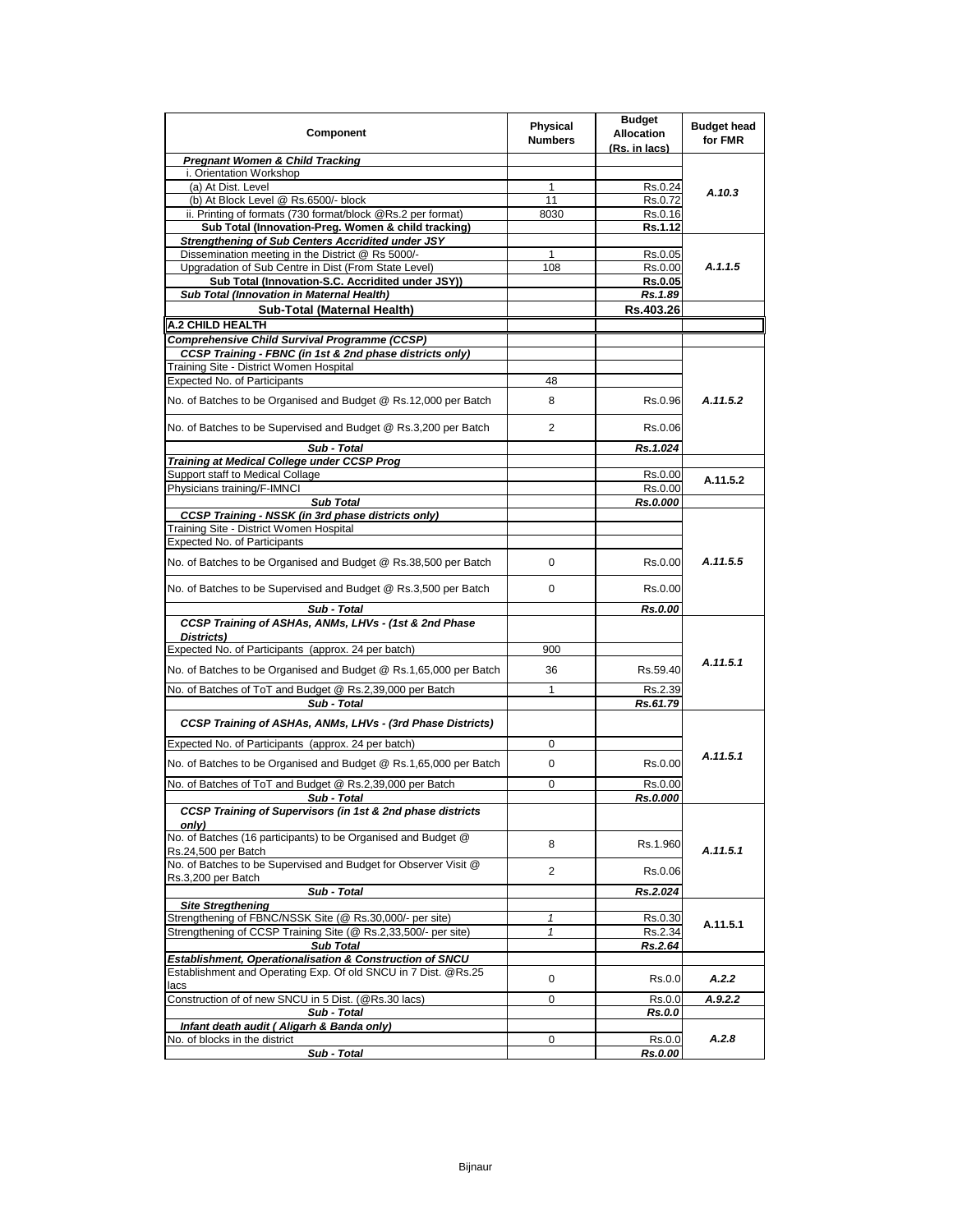| Component | Physical Numbers | Budget Allocation (Rs. in lacs) | Budget head for FMR |
|---|---|---|---|
| ***Pregnant Women & Child Tracking*** | | | |
| i. Orientation Workshop | | | A.10.3 |
| (a) At Dist. Level | 1 | Rs.0.24 | |
| (b) At Block Level @ Rs.6500/- block | 11 | Rs.0.72 | |
| ii. Printing of formats (730 format/block @Rs.2 per format) | 8030 | Rs.0.16 | |
| **Sub Total (Innovation-Preg. Women & child tracking)** | | **Rs.1.12** | |
| ***Strengthening of Sub Centers Accridited under JSY*** | | | A.1.1.5 |
| Dissemination meeting in the District @ Rs 5000/- | 1 | Rs.0.05 | |
| Upgradation of Sub Centre in Dist (From State Level) | 108 | Rs.0.00 | |
| **Sub Total (Innovation-S.C. Accridited under JSY))** | | **Rs.0.05** | |
| ***Sub Total (Innovation in Maternal Health)*** | | ***Rs.1.89*** | |
| **Sub-Total (Maternal Health)** | | **Rs.403.26** | |
| **A.2 CHILD HEALTH** | | | |
| ***Comprehensive Child Survival Programme (CCSP)*** | | | |
| ***CCSP Training - FBNC (in 1st & 2nd phase districts only)*** | | | A.11.5.2 |
| Training Site - District Women Hospital | | | |
| Expected No. of Participants | 48 | | |
| No. of Batches to be Organised and Budget @ Rs.12,000 per Batch | 8 | Rs.0.96 | |
| No. of Batches to be Supervised and Budget @ Rs.3,200 per Batch | 2 | Rs.0.06 | |
| ***Sub - Total*** | | ***Rs.1.024*** | |
| ***Training at Medical College under CCSP Prog*** | | | |
| Support staff to Medical Collage | | Rs.0.00 | A.11.5.2 |
| Physicians training/F-IMNCI | | Rs.0.00 | |
| ***Sub Total*** | | ***Rs.0.000*** | |
| ***CCSP Training - NSSK (in 3rd phase districts only)*** | | | A.11.5.5 |
| Training Site - District Women Hospital | | | |
| Expected No. of Participants | | | |
| No. of Batches to be Organised and Budget @ Rs.38,500 per Batch | 0 | Rs.0.00 | |
| No. of Batches to be Supervised and Budget @ Rs.3,500 per Batch | 0 | Rs.0.00 | |
| ***Sub - Total*** | | ***Rs.0.00*** | |
| ***CCSP Training of ASHAs, ANMs, LHVs - (1st & 2nd Phase Districts)*** | | | A.11.5.1 |
| Expected No. of Participants (approx. 24 per batch) | 900 | | |
| No. of Batches to be Organised and Budget @ Rs.1,65,000 per Batch | 36 | Rs.59.40 | |
| No. of Batches of ToT and Budget @ Rs.2,39,000 per Batch | 1 | Rs.2.39 | |
| ***Sub - Total*** | | ***Rs.61.79*** | |
| ***CCSP Training of ASHAs, ANMs, LHVs - (3rd Phase Districts)*** | | | A.11.5.1 |
| Expected No. of Participants (approx. 24 per batch) | 0 | | |
| No. of Batches to be Organised and Budget @ Rs.1,65,000 per Batch | 0 | Rs.0.00 | |
| No. of Batches of ToT and Budget @ Rs.2,39,000 per Batch | 0 | Rs.0.00 | |
| ***Sub - Total*** | | ***Rs.0.000*** | |
| ***CCSP Training of Supervisors (in 1st & 2nd phase districts only)*** | | | A.11.5.1 |
| No. of Batches (16 participants) to be Organised and Budget @ Rs.24,500 per Batch | 8 | Rs.1.960 | |
| No. of Batches to be Supervised and Budget for Observer Visit @ Rs.3,200 per Batch | 2 | Rs.0.06 | |
| ***Sub - Total*** | | ***Rs.2.024*** | |
| ***Site Stregthening*** | | | A.11.5.1 |
| Strengthening of FBNC/NSSK Site (@ Rs.30,000/- per site) | *1* | Rs.0.30 | |
| Strengthening of CCSP Training Site (@ Rs.2,33,500/- per site) | *1* | Rs.2.34 | |
| ***Sub Total*** | | ***Rs.2.64*** | |
| ***Establishment, Operationalisation & Construction of SNCU*** | | | |
| Establishment and Operating Exp. Of old SNCU in 7 Dist. @Rs.25 lacs | 0 | Rs.0.0 | A.2.2 |
| Construction of of new SNCU in 5 Dist. (@Rs.30 lacs) | 0 | Rs.0.0 | A.9.2.2 |
| ***Sub - Total*** | | ***Rs.0.0*** | |
| ***Infant death audit ( Aligarh & Banda only)*** | | | A.2.8 |
| No. of blocks in the district | 0 | Rs.0.0 | |
| ***Sub - Total*** | | ***Rs.0.00*** | |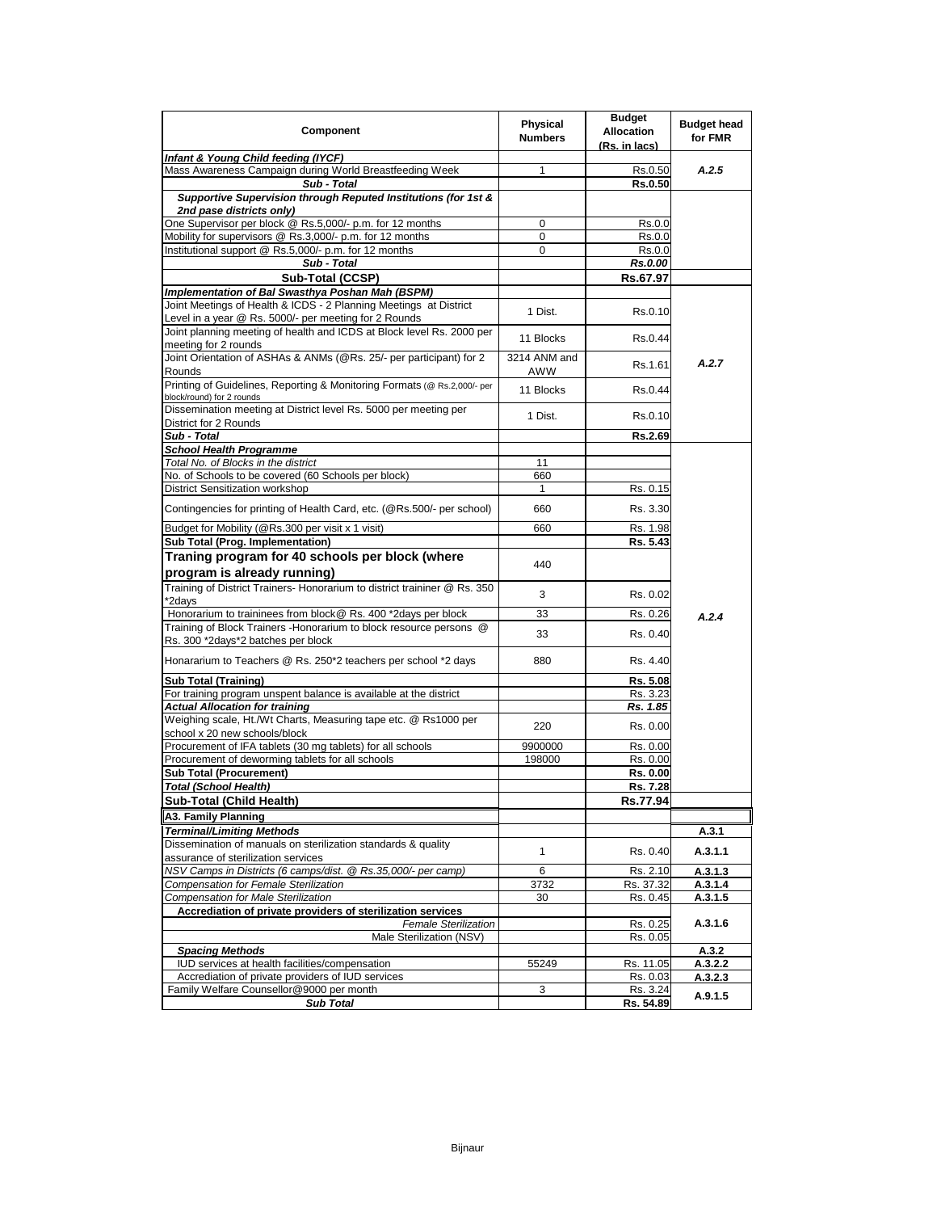| Component | Physical Numbers | Budget Allocation (Rs. in lacs) | Budget head for FMR |
|---|---|---|---|
| ***Infant & Young Child feeding (IYCF)*** | | | |
| Mass Awareness Campaign during World Breastfeeding Week | 1 | Rs.0.50 | ***A.2.5*** |
| ***Sub - Total*** | | **Rs.0.50** | |
| ***Supportive Supervision through Reputed Institutions (for 1st & 2nd pase districts only)*** | | | |
| One Supervisor per block @ Rs.5,000/- p.m. for 12 months | 0 | Rs.0.0 | |
| Mobility for supervisors @ Rs.3,000/- p.m. for 12 months | 0 | Rs.0.0 | |
| Institutional support @ Rs.5,000/- p.m. for 12 months | 0 | Rs.0.0 | |
| ***Sub - Total*** | | ***Rs.0.00*** | |
| **Sub-Total (CCSP)** | | **Rs.67.97** | |
| ***Implementation of Bal Swasthya Poshan Mah (BSPM)*** | | | |
| Joint Meetings of Health & ICDS - 2 Planning Meetings at District Level in a year @ Rs. 5000/- per meeting for 2 Rounds | 1 Dist. | Rs.0.10 | ***A.2.7*** |
| Joint planning meeting of health and ICDS at Block level Rs. 2000 per meeting for 2 rounds | 11 Blocks | Rs.0.44 | |
| Joint Orientation of ASHAs & ANMs (@Rs. 25/- per participant) for 2 Rounds | 3214 ANM and AWW | Rs.1.61 | |
| Printing of Guidelines, Reporting & Monitoring Formats (@ Rs.2,000/- per block/round) for 2 rounds | 11 Blocks | Rs.0.44 | |
| Dissemination meeting at District level Rs. 5000 per meeting per District for 2 Rounds | 1 Dist. | Rs.0.10 | |
| ***Sub - Total*** | | **Rs.2.69** | |
| ***School Health Programme*** | | | ***A.2.4*** |
| *Total No. of Blocks in the district* | 11 | | |
| No. of Schools to be covered (60 Schools per block) | 660 | | |
| District Sensitization workshop | 1 | Rs. 0.15 | |
| Contingencies for printing of Health Card, etc. (@Rs.500/- per school) | 660 | Rs. 3.30 | |
| Budget for Mobility (@Rs.300 per visit x 1 visit) | 660 | Rs. 1.98 | |
| **Sub Total (Prog. Implementation)** | | **Rs. 5.43** | |
| **Traning program for 40 schools per block (where program is already running)** | 440 | | |
| Training of District Trainers- Honorarium to district traininer @ Rs. 350 *2days | 3 | Rs. 0.02 | |
| Honorarium to traininees from block@ Rs. 400 *2days per block | 33 | Rs. 0.26 | |
| Training of Block Trainers -Honorarium to block resource persons @ Rs. 300 *2days*2 batches per block | 33 | Rs. 0.40 | |
| Honararium to Teachers @ Rs. 250*2 teachers per school *2 days | 880 | Rs. 4.40 | |
| **Sub Total (Training)** | | **Rs. 5.08** | |
| For training program unspent balance is available at the district | | Rs. 3.23 | |
| ***Actual Allocation for training*** | | ***Rs. 1.85*** | |
| Weighing scale, Ht./Wt Charts, Measuring tape etc. @ Rs1000 per school x 20 new schools/block | 220 | Rs. 0.00 | |
| Procurement of IFA tablets (30 mg tablets) for all schools | 9900000 | Rs. 0.00 | |
| Procurement of deworming tablets for all schools | 198000 | Rs. 0.00 | |
| **Sub Total (Procurement)** | | **Rs. 0.00** | |
| ***Total (School Health)*** | | **Rs. 7.28** | |
| **Sub-Total (Child Health)** | | **Rs.77.94** | |
| **A3. Family Planning** | | | |
| ***Terminal/Limiting Methods*** | | | **A.3.1** |
| Dissemination of manuals on sterilization standards & quality assurance of sterilization services | 1 | Rs. 0.40 | **A.3.1.1** |
| *NSV Camps in Districts (6 camps/dist. @ Rs.35,000/- per camp)* | 6 | Rs. 2.10 | **A.3.1.3** |
| *Compensation for Female Sterilization* | 3732 | Rs. 37.32 | **A.3.1.4** |
| *Compensation for Male Sterilization* | 30 | Rs. 0.45 | **A.3.1.5** |
| **Accrediation of private providers of sterilization services** | | | **A.3.1.6** |
| *Female Sterilization* | | Rs. 0.25 | |
| Male Sterilization (NSV) | | Rs. 0.05 | |
| ***Spacing Methods*** | | | **A.3.2** |
| IUD services at health facilities/compensation | 55249 | Rs. 11.05 | **A.3.2.2** |
| Accrediation of private providers of IUD services | | Rs. 0.03 | **A.3.2.3** |
| Family Welfare Counsellor@9000 per month | 3 | Rs. 3.24 | **A.9.1.5** |
| ***Sub Total*** | | **Rs. 54.89** | |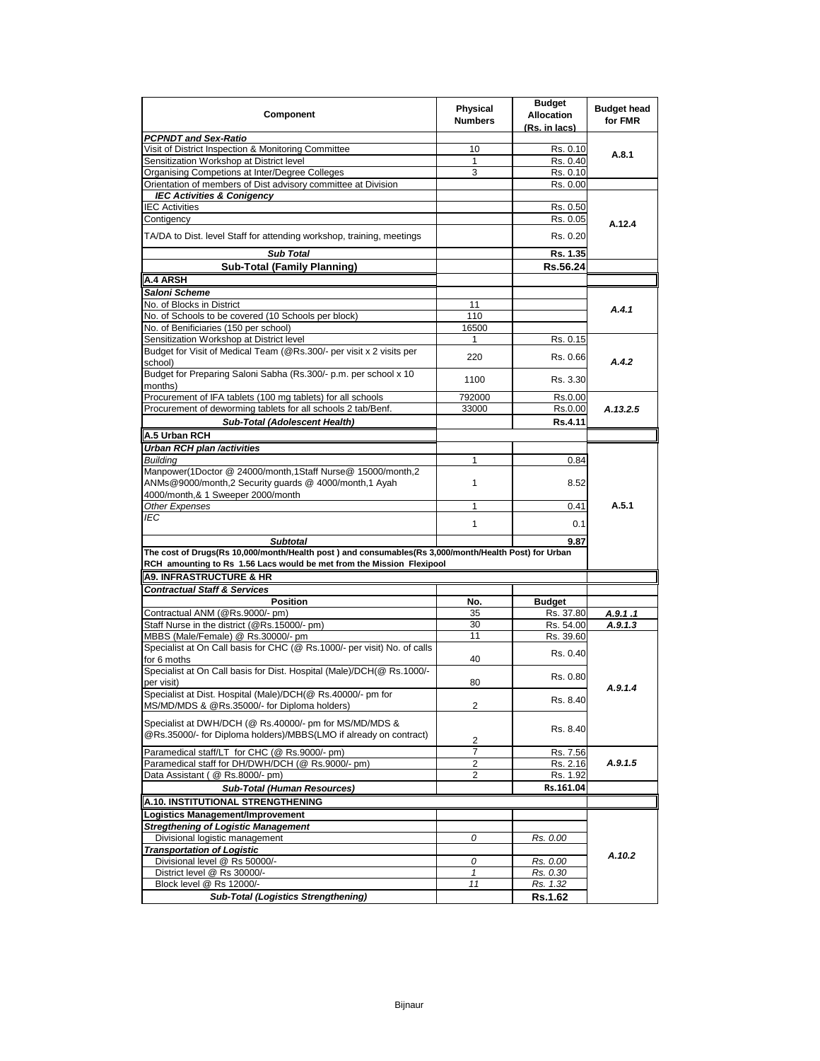| Component | Physical Numbers | Budget Allocation (Rs. in lacs) | Budget head for FMR |
|---|---|---|---|
| ***PCPNDT and Sex-Ratio*** | | | |
| Visit of District Inspection & Monitoring Committee | 10 | Rs. 0.10 | A.8.1 |
| Sensitization Workshop at District level | 1 | Rs. 0.40 | |
| Organising Competions at Inter/Degree Colleges | 3 | Rs. 0.10 | |
| Orientation of members of Dist advisory committee at Division | | Rs. 0.00 | |
| ***IEC Activities & Conigency*** | | | A.12.4 |
| IEC Activities | | Rs. 0.50 | |
| Contigency | | Rs. 0.05 | |
| TA/DA to Dist. level Staff for attending workshop, training, meetings | | Rs. 0.20 | |
| ***Sub Total*** | | **Rs. 1.35** | |
| **Sub-Total (Family Planning)** | | **Rs.56.24** | |
| **A.4 ARSH** | | | |
| ***Saloni Scheme*** | | | |
| No. of Blocks in District | 11 | | *A.4.1* |
| No. of Schools to be covered (10 Schools per block) | 110 | | |
| No. of Benificiaries (150 per school) | 16500 | | |
| Sensitization Workshop at District level | 1 | Rs. 0.15 | *A.4.2* |
| Budget for Visit of Medical Team (@Rs.300/- per visit x 2 visits per school) | 220 | Rs. 0.66 | |
| Budget for Preparing Saloni Sabha (Rs.300/- p.m. per school x 10 months) | 1100 | Rs. 3.30 | |
| Procurement of IFA tablets (100 mg tablets) for all schools | 792000 | Rs.0.00 | *A.13.2.5* |
| Procurement of deworming tablets for all schools 2 tab/Benf. | 33000 | Rs.0.00 | |
| ***Sub-Total (Adolescent Health)*** | | **Rs.4.11** | |
| **A.5 Urban RCH** | | | |
| ***Urban RCH plan /activities*** | | | A.5.1 |
| *Building* | 1 | 0.84 | |
| Manpower(1Doctor @ 24000/month,1Staff Nurse@ 15000/month,2 ANMs@9000/month,2 Security guards @ 4000/month,1 Ayah 4000/month,& 1 Sweeper 2000/month | 1 | 8.52 | |
| *Other Expenses* | 1 | 0.41 | |
| *IEC* | 1 | 0.1 | |
| ***Subtotal*** | | **9.87** | |
| **The cost of Drugs(Rs 10,000/month/Health post ) and consumables(Rs 3,000/month/Health Post) for Urban RCH amounting to Rs 1.56 Lacs would be met from the Mission Flexipool** | | | |
| **A9. INFRASTRUCTURE & HR** | | | |
| ***Contractual Staff & Services*** | | | |
| **Position** | **No.** | **Budget** | |
| Contractual ANM (@Rs.9000/- pm) | 35 | Rs. 37.80 | *A.9.1 .1* |
| Staff Nurse in the district (@Rs.15000/- pm) | 30 | Rs. 54.00 | *A.9.1.3* |
| MBBS (Male/Female) @ Rs.30000/- pm | 11 | Rs. 39.60 | *A.9.1.4* |
| Specialist at On Call basis for CHC (@ Rs.1000/- per visit) No. of calls for 6 moths | 40 | Rs. 0.40 | |
| Specialist at On Call basis for Dist. Hospital (Male)/DCH(@ Rs.1000/- per visit) | 80 | Rs. 0.80 | |
| Specialist at Dist. Hospital (Male)/DCH(@ Rs.40000/- pm for MS/MD/MDS & @Rs.35000/- for Diploma holders) | 2 | Rs. 8.40 | |
| Specialist at DWH/DCH (@ Rs.40000/- pm for MS/MD/MDS & @Rs.35000/- for Diploma holders)/MBBS(LMO if already on contract) | 2 | Rs. 8.40 | |
| Paramedical staff/LT for CHC (@ Rs.9000/- pm) | 7 | Rs. 7.56 | *A.9.1.5* |
| Paramedical staff for DH/DWH/DCH (@ Rs.9000/- pm) | 2 | Rs. 2.16 | |
| Data Assistant ( @ Rs.8000/- pm) | 2 | Rs. 1.92 | |
| ***Sub-Total (Human Resources)*** | | **Rs.161.04** | |
| **A.10. INSTITUTIONAL STRENGTHENING** | | | |
| **Logistics Management/Improvement** | | | *A.10.2* |
| ***Stregthening of Logistic Management*** | | | |
| *Divisional logistic management* | *0* | *Rs. 0.00* | |
| ***Transportation of Logistic*** | | | |
| *Divisional level @ Rs 50000/-* | *0* | *Rs. 0.00* | |
| *District level @ Rs 30000/-* | *1* | *Rs. 0.30* | |
| *Block level @ Rs 12000/-* | *11* | *Rs. 1.32* | |
| ***Sub-Total (Logistics Strengthening)*** | | **Rs.1.62** | |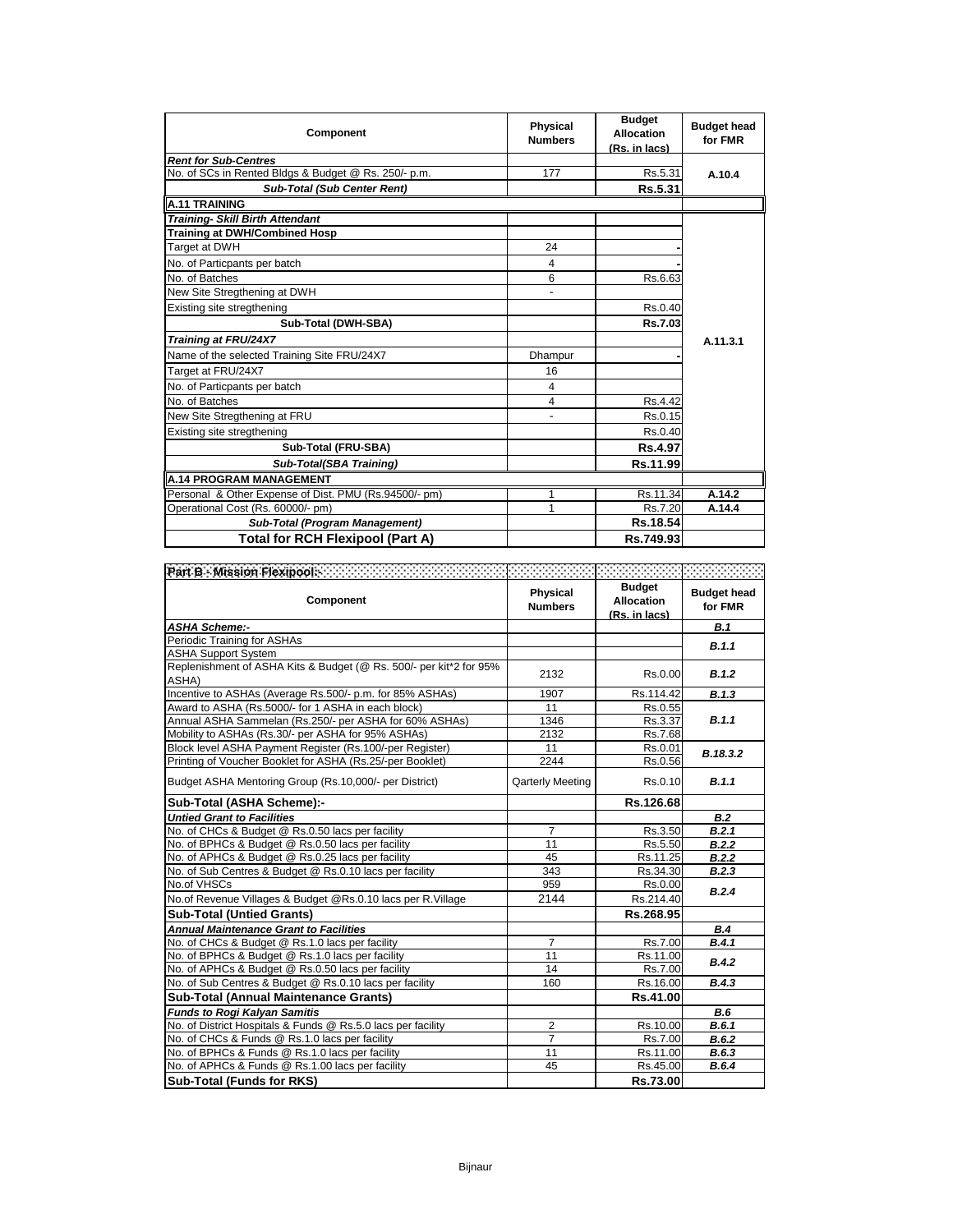| Component | Physical Numbers | Budget Allocation (Rs. in lacs) | Budget head for FMR |
|---|---|---|---|
| ***Rent for Sub-Centres*** | | | |
| No. of SCs in Rented Bldgs & Budget @ Rs. 250/- p.m. | 177 | Rs.5.31 | A.10.4 |
| ***Sub-Total (Sub Center Rent)*** | | **Rs.5.31** | |
| **A.11 TRAINING** | | | |
| ***Training- Skill Birth Attendant*** | | | A.11.3.1 |
| **Training at DWH/Combined Hosp** | | | |
| Target at DWH | 24 | - | |
| No. of Particpants per batch | 4 | - | |
| No. of Batches | 6 | Rs.6.63 | |
| New Site Stregthening at DWH | - | | |
| Existing site stregthening | | Rs.0.40 | |
| **Sub-Total (DWH-SBA)** | | **Rs.7.03** | |
| ***Training at FRU/24X7*** | | | |
| Name of the selected Training Site FRU/24X7 | Dhampur | - | |
| Target at FRU/24X7 | 16 | | |
| No. of Particpants per batch | 4 | | |
| No. of Batches | 4 | Rs.4.42 | |
| New Site Stregthening at FRU | - | Rs.0.15 | |
| Existing site stregthening | | Rs.0.40 | |
| **Sub-Total (FRU-SBA)** | | **Rs.4.97** | |
| ***Sub-Total(SBA Training)*** | | **Rs.11.99** | |
| **A.14 PROGRAM MANAGEMENT** | | | |
| Personal & Other Expense of Dist. PMU (Rs.94500/- pm) | 1 | Rs.11.34 | A.14.2 |
| Operational Cost (Rs. 60000/- pm) | 1 | Rs.7.20 | A.14.4 |
| ***Sub-Total (Program Management)*** | | **Rs.18.54** | |
| **Total for RCH Flexipool (Part A)** | | **Rs.749.93** | |

| Part B - Mission Flexipool:- | | | |
|---|---|---|---|
| **Component** | **Physical Numbers** | **Budget Allocation (Rs. in lacs)** | **Budget head for FMR** |
| ***ASHA Scheme:-*** | | | ***B.1*** |
| Periodic Training for ASHAs | | | ***B.1.1*** |
| ASHA Support System | | | |
| Replenishment of ASHA Kits & Budget (@ Rs. 500/- per kit*2 for 95% ASHA) | 2132 | Rs.0.00 | ***B.1.2*** |
| Incentive to ASHAs (Average Rs.500/- p.m. for 85% ASHAs) | 1907 | Rs.114.42 | ***B.1.3*** |
| Award to ASHA (Rs.5000/- for 1 ASHA in each block) | 11 | Rs.0.55 | ***B.1.1*** |
| Annual ASHA Sammelan (Rs.250/- per ASHA for 60% ASHAs) | 1346 | Rs.3.37 | |
| Mobility to ASHAs (Rs.30/- per ASHA for 95% ASHAs) | 2132 | Rs.7.68 | |
| Block level ASHA Payment Register (Rs.100/-per Register) | 11 | Rs.0.01 | ***B.18.3.2*** |
| Printing of Voucher Booklet for ASHA (Rs.25/-per Booklet) | 2244 | Rs.0.56 | |
| Budget ASHA Mentoring Group (Rs.10,000/- per District) | Qarterly Meeting | Rs.0.10 | ***B.1.1*** |
| **Sub-Total (ASHA Scheme):-** | | **Rs.126.68** | |
| ***Untied Grant to Facilities*** | | | ***B.2*** |
| No. of CHCs & Budget @ Rs.0.50 lacs per facility | 7 | Rs.3.50 | ***B.2.1*** |
| No. of BPHCs & Budget @ Rs.0.50 lacs per facility | 11 | Rs.5.50 | ***B.2.2*** |
| No. of APHCs & Budget @ Rs.0.25 lacs per facility | 45 | Rs.11.25 | ***B.2.2*** |
| No. of Sub Centres & Budget @ Rs.0.10 lacs per facility | 343 | Rs.34.30 | ***B.2.3*** |
| No.of VHSCs | 959 | Rs.0.00 | ***B.2.4*** |
| No.of Revenue Villages & Budget @Rs.0.10 lacs per R.Village | 2144 | Rs.214.40 | |
| **Sub-Total (Untied Grants)** | | **Rs.268.95** | |
| ***Annual Maintenance Grant to Facilities*** | | | ***B.4*** |
| No. of CHCs & Budget @ Rs.1.0 lacs per facility | 7 | Rs.7.00 | ***B.4.1*** |
| No. of BPHCs & Budget @ Rs.1.0 lacs per facility | 11 | Rs.11.00 | ***B.4.2*** |
| No. of APHCs & Budget @ Rs.0.50 lacs per facility | 14 | Rs.7.00 | |
| No. of Sub Centres & Budget @ Rs.0.10 lacs per facility | 160 | Rs.16.00 | ***B.4.3*** |
| **Sub-Total (Annual Maintenance Grants)** | | **Rs.41.00** | |
| ***Funds to Rogi Kalyan Samitis*** | | | ***B.6*** |
| No. of District Hospitals & Funds @ Rs.5.0 lacs per facility | 2 | Rs.10.00 | ***B.6.1*** |
| No. of CHCs & Funds @ Rs.1.0 lacs per facility | 7 | Rs.7.00 | ***B.6.2*** |
| No. of BPHCs & Funds @ Rs.1.0 lacs per facility | 11 | Rs.11.00 | ***B.6.3*** |
| No. of APHCs & Funds @ Rs.1.00 lacs per facility | 45 | Rs.45.00 | ***B.6.4*** |
| **Sub-Total (Funds for RKS)** | | **Rs.73.00** | |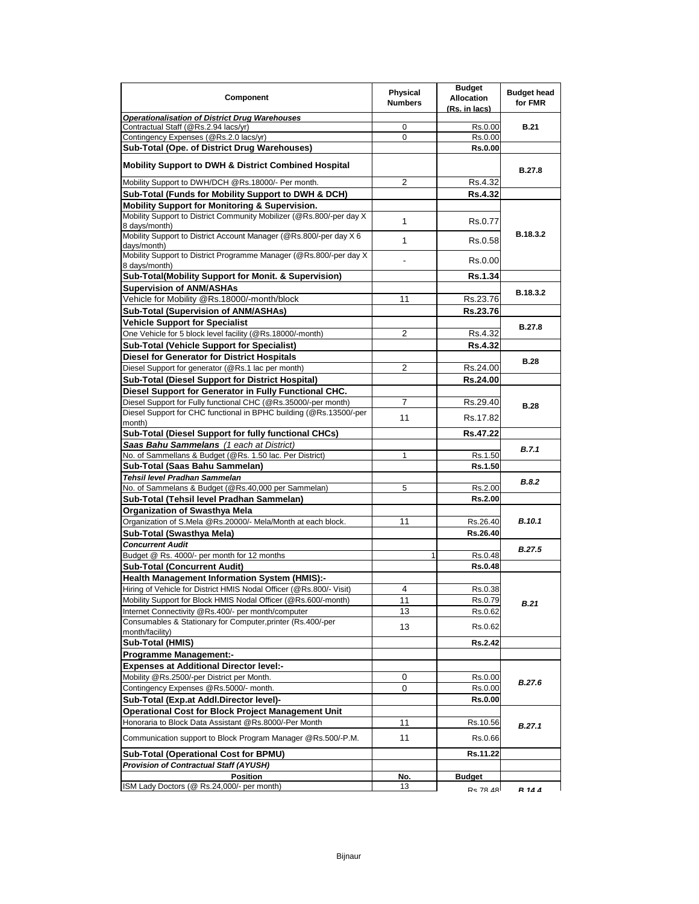| Component | Physical Numbers | Budget Allocation (Rs. in lacs) | Budget head for FMR |
|---|---|---|---|
| ***Operationalisation of District Drug Warehouses*** | | | |
| Contractual Staff (@Rs.2.94 lacs/yr) | 0 | Rs.0.00 | **B.21** |
| Contingency Expenses (@Rs.2.0 lacs/yr) | 0 | Rs.0.00 | |
| **Sub-Total (Ope. of District Drug Warehouses)** | | **Rs.0.00** | |
| **Mobility Support to DWH & District Combined Hospital** | | | **B.27.8** |
| Mobility Support to DWH/DCH @Rs.18000/- Per month. | 2 | Rs.4.32 | |
| **Sub-Total (Funds for Mobility Support to DWH & DCH)** | | **Rs.4.32** | |
| **Mobility Support for Monitoring & Supervision.** | | | **B.18.3.2** |
| Mobility Support to District Community Mobilizer (@Rs.800/-per day X 8 days/month) | 1 | Rs.0.77 | |
| Mobility Support to District Account Manager (@Rs.800/-per day X 6 days/month) | 1 | Rs.0.58 | |
| Mobility Support to District Programme Manager (@Rs.800/-per day X 8 days/month) | - | Rs.0.00 | |
| **Sub-Total(Mobility Support for Monit. & Supervision)** | | **Rs.1.34** | |
| **Supervision of ANM/ASHAs** | | | **B.18.3.2** |
| Vehicle for Mobility @Rs.18000/-month/block | 11 | Rs.23.76 | |
| **Sub-Total (Supervision of ANM/ASHAs)** | | **Rs.23.76** | |
| **Vehicle Support for Specialist** | | | **B.27.8** |
| One Vehicle for 5 block level facility (@Rs.18000/-month) | 2 | Rs.4.32 | |
| **Sub-Total (Vehicle Support for Specialist)** | | **Rs.4.32** | |
| **Diesel for Generator for District Hospitals** | | | **B.28** |
| Diesel Support for generator (@Rs.1 lac per month) | 2 | Rs.24.00 | |
| **Sub-Total (Diesel Support for District Hospital)** | | **Rs.24.00** | |
| **Diesel Support for Generator in Fully Functional CHC.** | | | **B.28** |
| Diesel Support for Fully functional CHC (@Rs.35000/-per month) | 7 | Rs.29.40 | |
| Diesel Support for CHC functional in BPHC building (@Rs.13500/-per month) | 11 | Rs.17.82 | |
| **Sub-Total (Diesel Support for fully functional CHCs)** | | **Rs.47.22** | |
| ***Saas Bahu Sammelans*** *(1 each at District)* | | | ***B.7.1*** |
| No. of Sammellans & Budget (@Rs. 1.50 lac. Per District) | 1 | Rs.1.50 | |
| **Sub-Total (Saas Bahu Sammelan)** | | **Rs.1.50** | |
| ***Tehsil level Pradhan Sammelan*** | | | ***B.8.2*** |
| No. of Sammelans & Budget (@Rs.40,000 per Sammelan) | 5 | Rs.2.00 | |
| **Sub-Total (Tehsil level Pradhan Sammelan)** | | **Rs.2.00** | |
| **Organization of Swasthya Mela** | | | ***B.10.1*** |
| Organization of S.Mela @Rs.20000/- Mela/Month at each block. | 11 | Rs.26.40 | |
| **Sub-Total (Swasthya Mela)** | | **Rs.26.40** | |
| ***Concurrent Audit*** | | | ***B.27.5*** |
| Budget @ Rs. 4000/- per month for 12 months | 1 | Rs.0.48 | |
| **Sub-Total (Concurrent Audit)** | | **Rs.0.48** | |
| **Health Management Information System (HMIS):-** | | | ***B.21*** |
| Hiring of Vehicle for District HMIS Nodal Officer (@Rs.800/- Visit) | 4 | Rs.0.38 | |
| Mobility Support for Block HMIS Nodal Officer (@Rs.600/-month) | 11 | Rs.0.79 | |
| Internet Connectivity @Rs.400/- per month/computer | 13 | Rs.0.62 | |
| Consumables & Stationary for Computer,printer (Rs.400/-per month/facility) | 13 | Rs.0.62 | |
| **Sub-Total (HMIS)** | | **Rs.2.42** | |
| **Programme Management:-** | | | |
| **Expenses at Additional Director level:-** | | | ***B.27.6*** |
| Mobility @Rs.2500/-per District per Month. | 0 | Rs.0.00 | |
| Contingency Expenses @Rs.5000/- month. | 0 | Rs.0.00 | |
| **Sub-Total (Exp.at Addl.Director level)-** | | **Rs.0.00** | |
| **Operational Cost for Block Project Management Unit** | | | ***B.27.1*** |
| Honoraria to Block Data Assistant @Rs.8000/-Per Month | 11 | Rs.10.56 | |
| Communication support to Block Program Manager @Rs.500/-P.M. | 11 | Rs.0.66 | |
| **Sub-Total (Operational Cost for BPMU)** | | **Rs.11.22** | |
| ***Provision of Contractual Staff (AYUSH)*** | | | |
| **Position** | **No.** | **Budget** | |
| ISM Lady Doctors (@ Rs.24,000/- per month) | 13 | Rs.78.48 | ***B.14.4*** |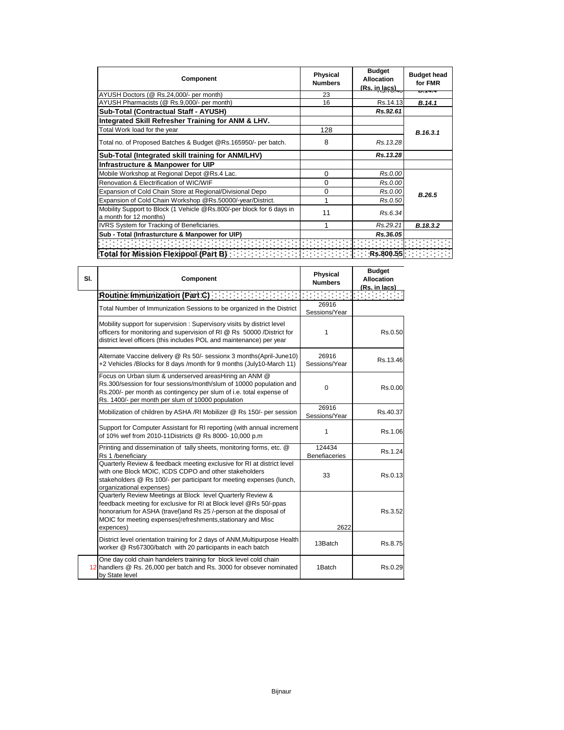| Component | Physical Numbers | Budget Allocation (Rs. in lacs) | Budget head for FMR |
|---|---|---|---|
| AYUSH Doctors (@ Rs.24,000/- per month) | 23 | Rs.78.48 | B.14.1 |
| AYUSH Pharmacists (@ Rs.9,000/- per month) | 16 | Rs.14.13 | *B.14.1* |
| **Sub-Total (Contractual Staff - AYUSH)** | | ***Rs.92.61*** | |
| **Integrated Skill Refresher Training for ANM & LHV.** | | | |
| Total Work load for the year | 128 | | *B.16.3.1* |
| Total no. of Proposed Batches & Budget @Rs.165950/- per batch. | 8 | *Rs.13.28* | |
| **Sub-Total (Integrated skill training for ANM/LHV)** | | ***Rs.13.28*** | |
| **Infrastructure & Manpower for UIP** | | | |
| Mobile Workshop at Regional Depot @Rs.4 Lac. | 0 | *Rs.0.00* | *B.26.5* |
| Renovation & Electrification of WIC/WIF | 0 | *Rs.0.00* | |
| Expansion of Cold Chain Store at Regional/Divisional Depo | 0 | *Rs.0.00* | |
| Expansion of Cold Chain Workshop @Rs.50000/-year/District. | 1 | *Rs.0.50* | |
| Mobility Support to Block (1 Vehicle @Rs.800/-per block for 6 days in a month for 12 months) | 11 | *Rs.6.34* | |
| IVRS System for Tracking of Beneficiaries. | 1 | *Rs.29.21* | *B.18.3.2* |
| **Sub - Total (Infrasturcture & Manpower for UIP)** | | ***Rs.36.05*** | |
| | | | |
| **Total for Mission Flexipool (Part B)** | | **Rs.800.55** | |

| Sl. | Component | Physical Numbers | Budget Allocation (Rs. in lacs) |
|---|---|---|---|
| | **Routine Immunization (Part C)** | | |
| | Total Number of Immunization Sessions to be organized in the District | 26916 Sessions/Year | |
| | Mobility support for supervision : Supervisory visits by district level officers for monitoring and supervision of RI @ Rs 50000 /District for district level officers (this includes POL and maintenance) per year | 1 | Rs.0.50 |
| | Alternate Vaccine delivery @ Rs 50/- sessionx 3 months(April-June10) +2 Vehicles /Blocks for 8 days /month for 9 months (July10-March 11) | 26916 Sessions/Year | Rs.13.46 |
| | Focus on Urban slum & underserved areasHiring an ANM @ Rs.300/session for four sessions/month/slum of 10000 population and Rs.200/- per month as contingency per slum of i.e. total expense of Rs. 1400/- per month per slum of 10000 population | 0 | Rs.0.00 |
| | Mobilization of children by ASHA /RI Mobilizer @ Rs 150/- per session | 26916 Sessions/Year | Rs.40.37 |
| | Support for Computer Assistant for RI reporting (with annual increment of 10% wef from 2010-11Districts @ Rs 8000- 10,000 p.m | 1 | Rs.1.06 |
| | Printing and dissemination of tally sheets, monitoring forms, etc. @ Rs 1 /beneficiary | 124434 Benefiaceries | Rs.1.24 |
| | Quarterly Review & feedback meeting exclusive for RI at district level with one Block MOIC, ICDS CDPO and other stakeholders stakeholders @ Rs 100/- per participant for meeting expenses (lunch, organizational expenses) | 33 | Rs.0.13 |
| | Quarterly Review Meetings at Block level Quarterly Review & feedback meeting for exclusive for RI at Block level @Rs 50/-ppas honorarium for ASHA (travel)and Rs 25 /-person at the disposal of MOIC for meeting expenses(refreshments,stationary and Misc expences) | 2622 | Rs.3.52 |
| | District level orientation training for 2 days of ANM,Multipurpose Health worker @ Rs67300/batch with 20 participants in each batch | 13Batch | Rs.8.75 |
| 12 | One day cold chain handelers training for block level cold chain handlers @ Rs. 26,000 per batch and Rs. 3000 for obsever nominated by State level | 1Batch | Rs.0.29 |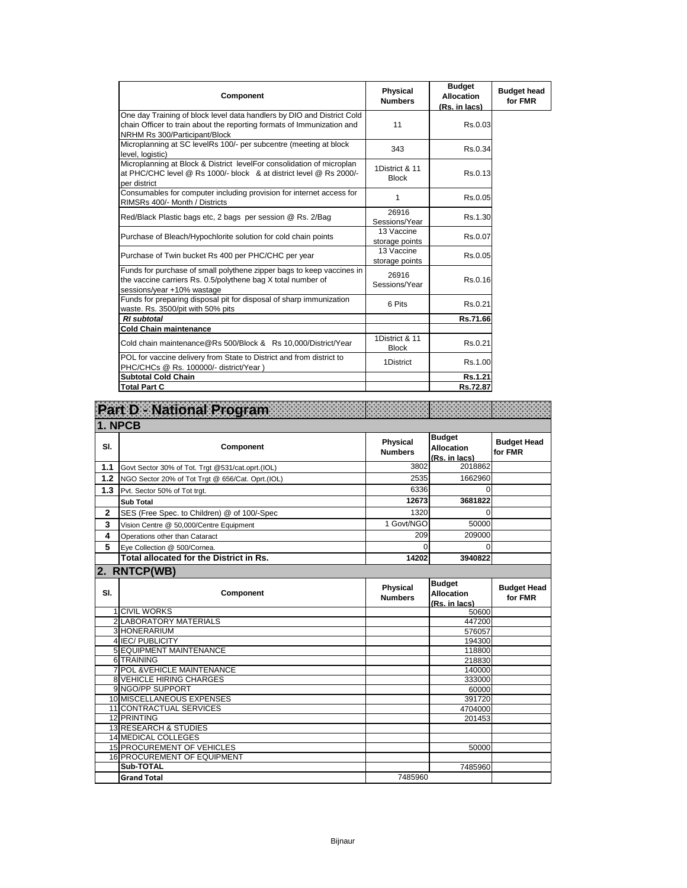| Component | Physical Numbers | Budget Allocation (Rs. in lacs) | Budget head for FMR |
|---|---|---|---|
| One day Training of block level data handlers by DIO and District Cold chain Officer to train about the reporting formats of Immunization and NRHM Rs 300/Participant/Block | 11 | Rs.0.03 | |
| Microplanning at SC levelRs 100/- per subcentre (meeting at block level, logistic) | 343 | Rs.0.34 | |
| Microplanning at Block & District levelFor consolidation of microplan at PHC/CHC level @ Rs 1000/- block & at district level @ Rs 2000/- per district | 1District & 11 Block | Rs.0.13 | |
| Consumables for computer including provision for internet access for RIMSRs 400/- Month / Districts | 1 | Rs.0.05 | |
| Red/Black Plastic bags etc, 2 bags per session @ Rs. 2/Bag | 26916 Sessions/Year | Rs.1.30 | |
| Purchase of Bleach/Hypochlorite solution for cold chain points | 13 Vaccine storage points | Rs.0.07 | |
| Purchase of Twin bucket Rs 400 per PHC/CHC per year | 13 Vaccine storage points | Rs.0.05 | |
| Funds for purchase of small polythene zipper bags to keep vaccines in the vaccine carriers Rs. 0.5/polythene bag X total number of sessions/year +10% wastage | 26916 Sessions/Year | Rs.0.16 | |
| Funds for preparing disposal pit for disposal of sharp immunization waste. Rs. 3500/pit with 50% pits | 6 Pits | Rs.0.21 | |
| ***RI subtotal*** | | **Rs.71.66** | |
| **Cold Chain maintenance** | | | |
| Cold chain maintenance@Rs 500/Block & Rs 10,000/District/Year | 1District & 11 Block | Rs.0.21 | |
| POL for vaccine delivery from State to District and from district to PHC/CHCs @ Rs. 100000/- district/Year ) | 1District | Rs.1.00 | |
| **Subtotal Cold Chain** | | **Rs.1.21** | |
| **Total Part C** | | **Rs.72.87** | |

# Part D - National Program

## 1. NPCB

| Sl. | Component | Physical Numbers | Budget Allocation (Rs. in lacs) | Budget Head for FMR |
|---|---|---|---|---|
| **1.1** | Govt Sector 30% of Tot. Trgt @531/cat.oprt.(IOL) | 3802 | 2018862 | |
| **1.2** | NGO Sector 20% of Tot Trgt @ 656/Cat. Oprt.(IOL) | 2535 | 1662960 | |
| **1.3** | Pvt. Sector 50% of Tot trgt. | 6336 | 0 | |
| | **Sub Total** | **12673** | **3681822** | |
| **2** | SES (Free Spec. to Children) @ of 100/-Spec | 1320 | 0 | |
| **3** | Vision Centre @ 50,000/Centre Equipment | 1 Govt/NGO | 50000 | |
| **4** | Operations other than Cataract | 209 | 209000 | |
| **5** | Eye Collection @ 500/Cornea. | 0 | 0 | |
| | **Total allocated for the District in Rs.** | **14202** | **3940822** | |

## 2. RNTCP(WB)

| Sl. | Component | Physical Numbers | Budget Allocation (Rs. in lacs) | Budget Head for FMR |
|---|---|---|---|---|
| 1 | CIVIL WORKS | | 50600 | |
| 2 | LABORATORY MATERIALS | | 447200 | |
| 3 | HONERARIUM | | 576057 | |
| 4 | IEC/ PUBLICITY | | 194300 | |
| 5 | EQUIPMENT MAINTENANCE | | 118800 | |
| 6 | TRAINING | | 218830 | |
| 7 | POL &VEHICLE MAINTENANCE | | 140000 | |
| 8 | VEHICLE HIRING CHARGES | | 333000 | |
| 9 | NGO/PP SUPPORT | | 60000 | |
| 10 | MISCELLANEOUS EXPENSES | | 391720 | |
| 11 | CONTRACTUAL SERVICES | | 4704000 | |
| 12 | PRINTING | | 201453 | |
| 13 | RESEARCH & STUDIES | | | |
| 14 | MEDICAL COLLEGES | | | |
| 15 | PROCUREMENT OF VEHICLES | | 50000 | |
| 16 | PROCUREMENT OF EQUIPMENT | | | |
| | **Sub-TOTAL** | | 7485960 | |
| | **Grand Total** | 7485960 | | |

Bijnaur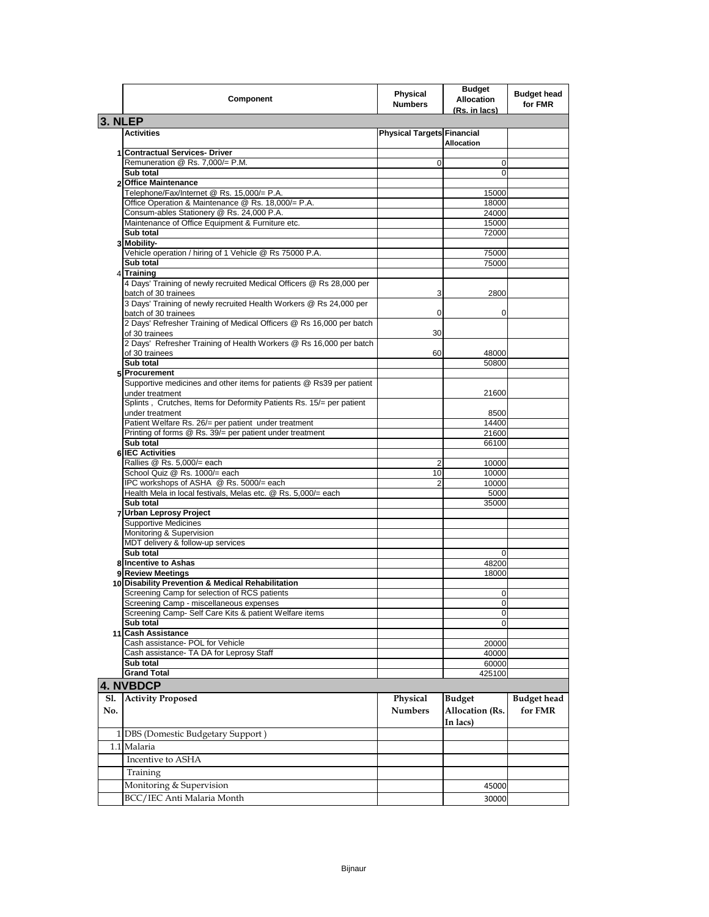| | Component | Physical Numbers | Budget Allocation (Rs. in lacs) | Budget head for FMR |
|---|---|---|---|---|
| **3. NLEP** | | | | |
| | **Activities** | **Physical Targets** | **Financial Allocation** | |
| 1 | **Contractual Services- Driver** | | | |
| | Remuneration @ Rs. 7,000/= P.M. | 0 | 0 | |
| | **Sub total** | | 0 | |
| 2 | **Office Maintenance** | | | |
| | Telephone/Fax/Internet @ Rs. 15,000/= P.A. | | 15000 | |
| | Office Operation & Maintenance @ Rs. 18,000/= P.A. | | 18000 | |
| | Consum-ables Stationery @ Rs. 24,000 P.A. | | 24000 | |
| | Maintenance of Office Equipment & Furniture etc. | | 15000 | |
| | **Sub total** | | 72000 | |
| 3 | **Mobility-** | | | |
| | Vehicle operation / hiring of 1 Vehicle @ Rs 75000 P.A. | | 75000 | |
| | **Sub total** | | 75000 | |
| 4 | **Training** | | | |
| | 4 Days' Training of newly recruited Medical Officers @ Rs 28,000 per batch of 30 trainees | 3 | 2800 | |
| | 3 Days' Training of newly recruited Health Workers @ Rs 24,000 per batch of 30 trainees | 0 | 0 | |
| | 2 Days' Refresher Training of Medical Officers @ Rs 16,000 per batch of 30 trainees | 30 | | |
| | 2 Days' Refresher Training of Health Workers @ Rs 16,000 per batch of 30 trainees | 60 | 48000 | |
| | **Sub total** | | 50800 | |
| 5 | **Procurement** | | | |
| | Supportive medicines and other items for patients @ Rs39 per patient under treatment | | 21600 | |
| | Splints , Crutches, Items for Deformity Patients Rs. 15/= per patient under treatment | | 8500 | |
| | Patient Welfare Rs. 26/= per patient under treatment | | 14400 | |
| | Printing of forms @ Rs. 39/= per patient under treatment | | 21600 | |
| | **Sub total** | | 66100 | |
| 6 | **IEC Activities** | | | |
| | Rallies @ Rs. 5,000/= each | 2 | 10000 | |
| | School Quiz @ Rs. 1000/= each | 10 | 10000 | |
| | IPC workshops of ASHA @ Rs. 5000/= each | 2 | 10000 | |
| | Health Mela in local festivals, Melas etc. @ Rs. 5,000/= each | | 5000 | |
| | **Sub total** | | 35000 | |
| 7 | **Urban Leprosy Project** | | | |
| | Supportive Medicines | | | |
| | Monitoring & Supervision | | | |
| | MDT delivery & follow-up services | | | |
| | **Sub total** | | 0 | |
| 8 | **Incentive to Ashas** | | 48200 | |
| 9 | **Review Meetings** | | 18000 | |
| 10 | **Disability Prevention & Medical Rehabilitation** | | | |
| | Screening Camp for selection of RCS patients | | 0 | |
| | Screening Camp - miscellaneous expenses | | 0 | |
| | Screening Camp- Self Care Kits & patient Welfare items | | 0 | |
| | **Sub total** | | 0 | |
| 11 | **Cash Assistance** | | | |
| | Cash assistance- POL for Vehicle | | 20000 | |
| | Cash assistance- TA DA for Leprosy Staff | | 40000 | |
| | **Sub total** | | 60000 | |
| | **Grand Total** | | 425100 | |

## 4. NVBDCP

| Sl. No. | Activity Proposed | Physical Numbers | Budget Allocation (Rs. In lacs) | Budget head for FMR |
|---|---|---|---|---|
| 1 | DBS (Domestic Budgetary Support ) | | | |
| 1.1 | Malaria | | | |
| | Incentive to ASHA | | | |
| | Training | | | |
| | Monitoring & Supervision | | 45000 | |
| | BCC/IEC Anti Malaria Month | | 30000 | |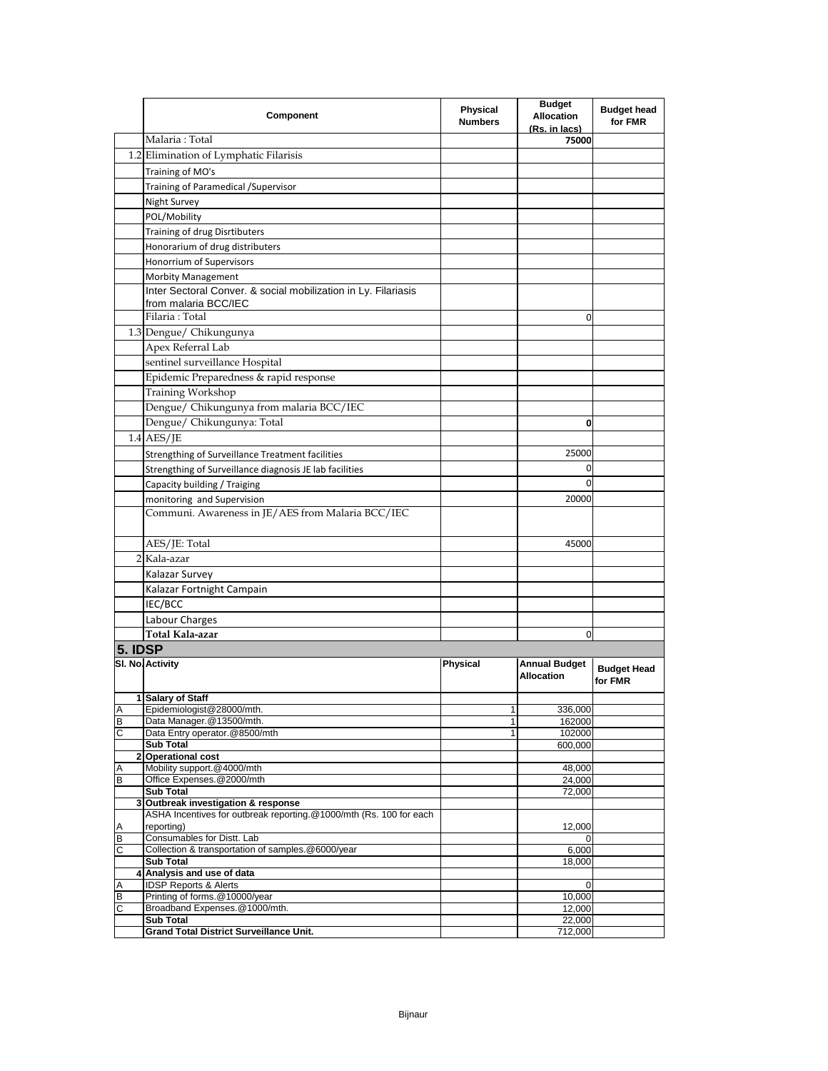| | Component | Physical Numbers | Budget Allocation (Rs. in lacs) | Budget head for FMR |
|---|---|---|---|---|
| | Malaria : Total | | 75000 | |
| 1.2 | Elimination of Lymphatic Filarisis | | | |
| | Training of MO's | | | |
| | Training of Paramedical /Supervisor | | | |
| | Night Survey | | | |
| | POL/Mobility | | | |
| | Training of drug Disrtibuters | | | |
| | Honorarium of drug distributers | | | |
| | Honorrium of Supervisors | | | |
| | Morbity Management | | | |
| | Inter Sectoral Conver. & social mobilization in Ly. Filariasis from malaria BCC/IEC | | | |
| | Filaria : Total | | 0 | |
| 1.3 | Dengue/ Chikungunya | | | |
| | Apex Referral Lab | | | |
| | sentinel surveillance Hospital | | | |
| | Epidemic Preparedness & rapid response | | | |
| | Training Workshop | | | |
| | Dengue/ Chikungunya from malaria BCC/IEC | | | |
| | Dengue/ Chikungunya: Total | | **0** | |
| 1.4 | AES/JE | | | |
| | Strengthing of Surveillance Treatment facilities | | 25000 | |
| | Strengthing of Surveillance diagnosis JE lab facilities | | 0 | |
| | Capacity building / Traiging | | 0 | |
| | monitoring and Supervision | | 20000 | |
| | Communi. Awareness in JE/AES from Malaria BCC/IEC | | | |
| | AES/JE: Total | | 45000 | |
| 2 | Kala-azar | | | |
| | Kalazar Survey | | | |
| | Kalazar Fortnight Campain | | | |
| | IEC/BCC | | | |
| | Labour Charges | | | |
| | **Total Kala-azar** | | 0 | |

## 5. IDSP

| Sl. No. | Activity | Physical | Annual Budget Allocation | Budget Head for FMR |
|---|---|---|---|---|
| 1 | **Salary of Staff** | | | |
| A | Epidemiologist@28000/mth. | 1 | 336,000 | |
| B | Data Manager.@13500/mth. | 1 | 162000 | |
| C | Data Entry operator.@8500/mth | 1 | 102000 | |
| | **Sub Total** | | 600,000 | |
| 2 | **Operational cost** | | | |
| A | Mobility support.@4000/mth | | 48,000 | |
| B | Office Expenses.@2000/mth | | 24,000 | |
| | **Sub Total** | | 72,000 | |
| 3 | **Outbreak investigation & response** | | | |
| A | ASHA Incentives for outbreak reporting.@1000/mth (Rs. 100 for each reporting) | | 12,000 | |
| B | Consumables for Distt. Lab | | 0 | |
| C | Collection & transportation of samples.@6000/year | | 6,000 | |
| | **Sub Total** | | 18,000 | |
| 4 | **Analysis and use of data** | | | |
| A | IDSP Reports & Alerts | | 0 | |
| B | Printing of forms.@10000/year | | 10,000 | |
| C | Broadband Expenses.@1000/mth. | | 12,000 | |
| | **Sub Total** | | 22,000 | |
| | **Grand Total District Surveillance Unit.** | | 712,000 | |